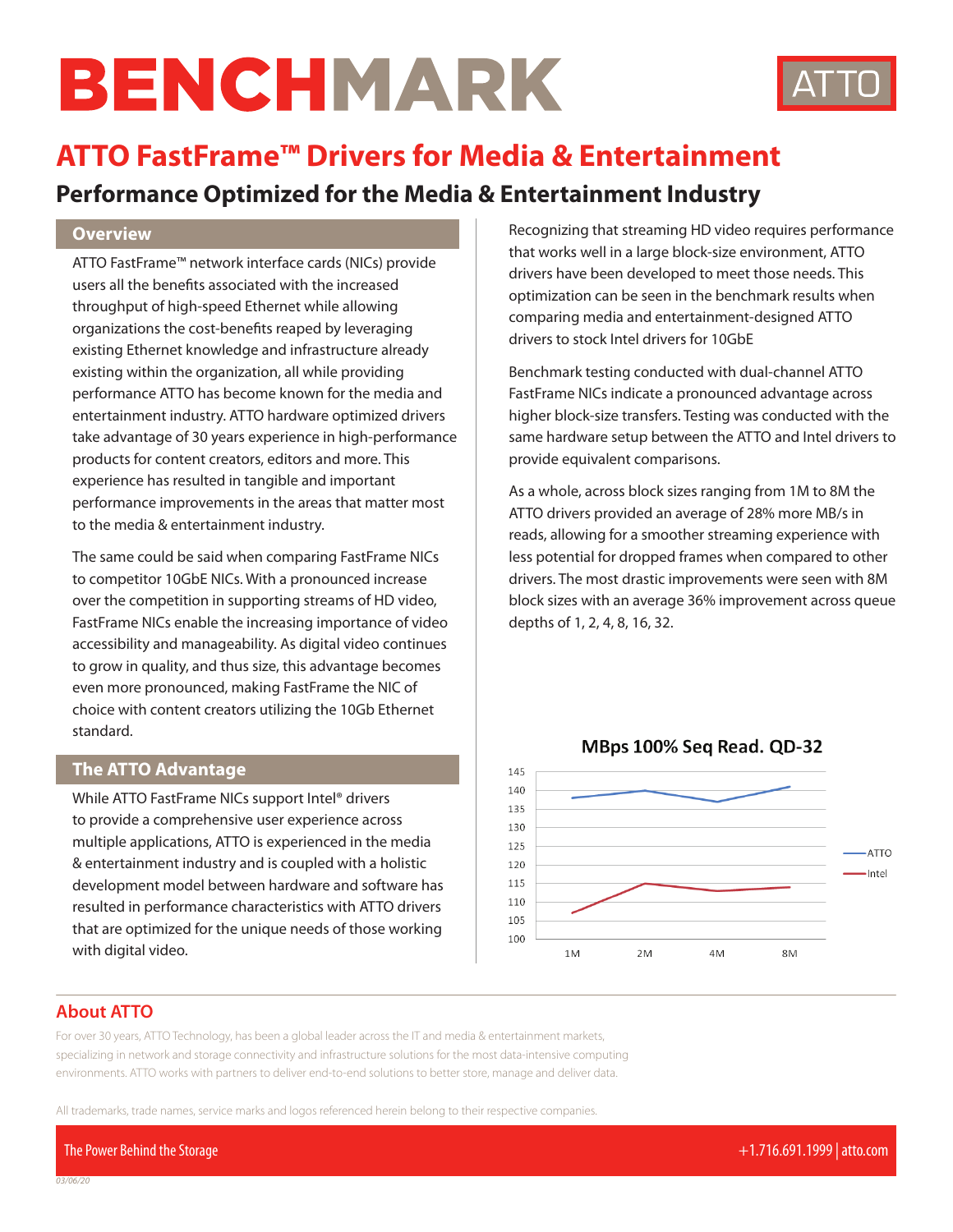# BENCHMARK

ATTO

## ATTO FastFrame™ Drivers for Media & Entertainment

### Performance Optimized for the Media & Entertainment Industry

#### Overview

ATTO FastFrame™ network interface cards (NICs) provide users all the benefits associated with the increased throughput of high-speed Ethernet while allowing organizations the cost-benefits reaped by leveraging existing Ethernet knowledge and infrastructure already existing within the organization, all while providing performance ATTO has become known for the media and entertainment industry. ATTO hardware optimized drivers take advantage of 30 years experience in high-performance products for content creators, editors and more. This experience has resulted in tangible and important performance improvements in the areas that matter most to the media & entertainment industry.

The same could be said when comparing FastFrame NICs to competitor 10GbE NICs. With a pronounced increase over the competition in supporting streams of HD video, FastFrame NICs enable the increasing importance of video accessibility and manageability. As digital video continues to grow in quality, and thus size, this advantage becomes even more pronounced, making FastFrame the NIC of choice with content creators utilizing the 10Gb Ethernet standard.

#### The ATTO Advantage

While ATTO FastFrame NICs support Intel® drivers to provide a comprehensive user experience across multiple applications, ATTO is experienced in the media & entertainment industry and is coupled with a holistic development model between hardware and software has resulted in performance characteristics with ATTO drivers that are optimized for the unique needs of those working with digital video.

Recognizing that streaming HD video requires performance that works well in a large block-size environment, ATTO drivers have been developed to meet those needs. This optimization can be seen in the benchmark results when comparing media and entertainment-designed ATTO drivers to stock Intel drivers for 10GbE

Benchmark testing conducted with dual-channel ATTO FastFrame NICs indicate a pronounced advantage across higher block-size transfers. Testing was conducted with the same hardware setup between the ATTO and Intel drivers to provide equivalent comparisons.

As a whole, across block sizes ranging from 1M to 8M the ATTO drivers provided an average of 28% more MB/s in reads, allowing for a smoother streaming experience with less potential for dropped frames when compared to other drivers. The most drastic improvements were seen with 8M block sizes with an average 36% improvement across queue depths of 1, 2, 4, 8, 16, 32.

**MBps 100% Seq Read. QD-32**

| Block size | ATTO | Intel |
|---|---|---|
| 1M | 138 | 107 |
| 2M | 140 | 115 |
| 4M | 137 | 113 |
| 8M | 141 | 114 |

#### About ATTO

For over 30 years, ATTO Technology, has been a global leader across the IT and media & entertainment markets, specializing in network and storage connectivity and infrastructure solutions for the most data-intensive computing environments. ATTO works with partners to deliver end-to-end solutions to better store, manage and deliver data.

All trademarks, trade names, service marks and logos referenced herein belong to their respective companies.

The Power Behind the Storage

+1.716.691.1999 | atto.com

03/06/20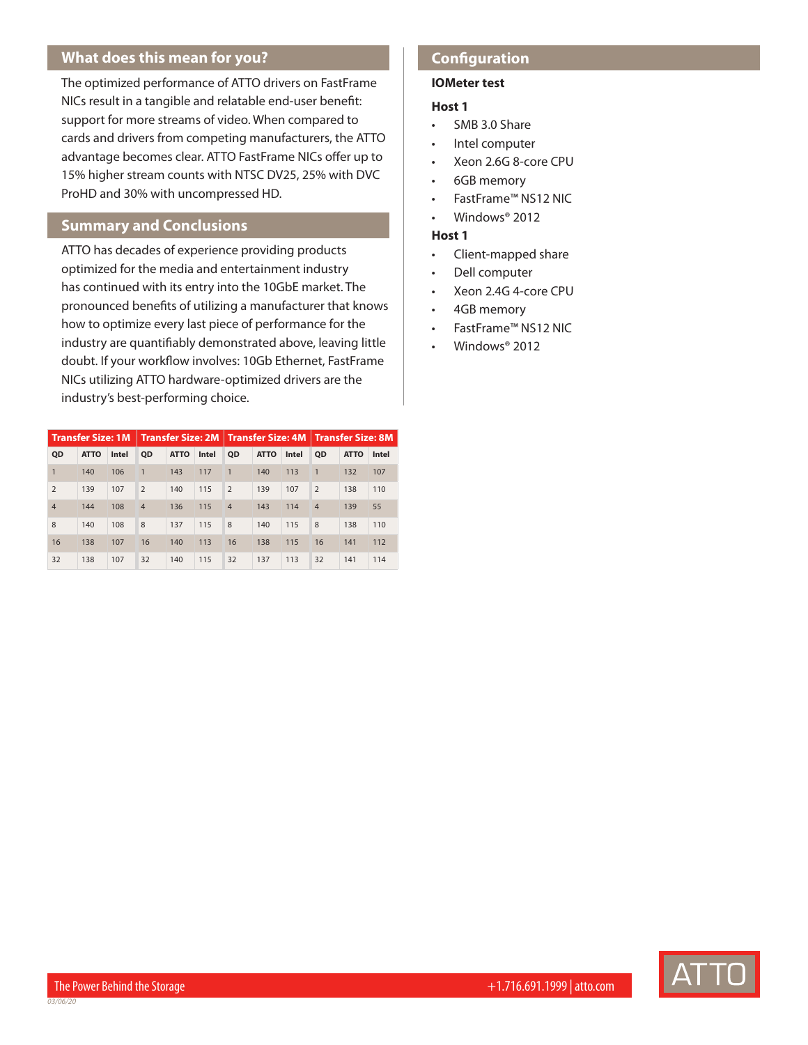## What does this mean for you?

The optimized performance of ATTO drivers on FastFrame NICs result in a tangible and relatable end-user benefit: support for more streams of video. When compared to cards and drivers from competing manufacturers, the ATTO advantage becomes clear. ATTO FastFrame NICs offer up to 15% higher stream counts with NTSC DV25, 25% with DVC ProHD and 30% with uncompressed HD.

## Summary and Conclusions

ATTO has decades of experience providing products optimized for the media and entertainment industry has continued with its entry into the 10GbE market. The pronounced benefits of utilizing a manufacturer that knows how to optimize every last piece of performance for the industry are quantifiably demonstrated above, leaving little doubt. If your workflow involves: 10Gb Ethernet, FastFrame NICs utilizing ATTO hardware-optimized drivers are the industry's best-performing choice.

| Transfer Size: 1M | | | Transfer Size: 2M | | | Transfer Size: 4M | | | Transfer Size: 8M | | |
|---|---|---|---|---|---|---|---|---|---|---|---|
| QD | ATTO | Intel | QD | ATTO | Intel | QD | ATTO | Intel | QD | ATTO | Intel |
| 1 | 140 | 106 | 1 | 143 | 117 | 1 | 140 | 113 | 1 | 132 | 107 |
| 2 | 139 | 107 | 2 | 140 | 115 | 2 | 139 | 107 | 2 | 138 | 110 |
| 4 | 144 | 108 | 4 | 136 | 115 | 4 | 143 | 114 | 4 | 139 | 55 |
| 8 | 140 | 108 | 8 | 137 | 115 | 8 | 140 | 115 | 8 | 138 | 110 |
| 16 | 138 | 107 | 16 | 140 | 113 | 16 | 138 | 115 | 16 | 141 | 112 |
| 32 | 138 | 107 | 32 | 140 | 115 | 32 | 137 | 113 | 32 | 141 | 114 |

## Configuration

**IOMeter test**

**Host 1**

- SMB 3.0 Share
- Intel computer
- Xeon 2.6G 8-core CPU
- 6GB memory
- FastFrame™ NS12 NIC
- Windows® 2012

**Host 1**

- Client-mapped share
- Dell computer
- Xeon 2.4G 4-core CPU
- 4GB memory
- FastFrame™ NS12 NIC
- Windows® 2012

The Power Behind the Storage

+1.716.691.1999 | atto.com

ATTO

03/06/20